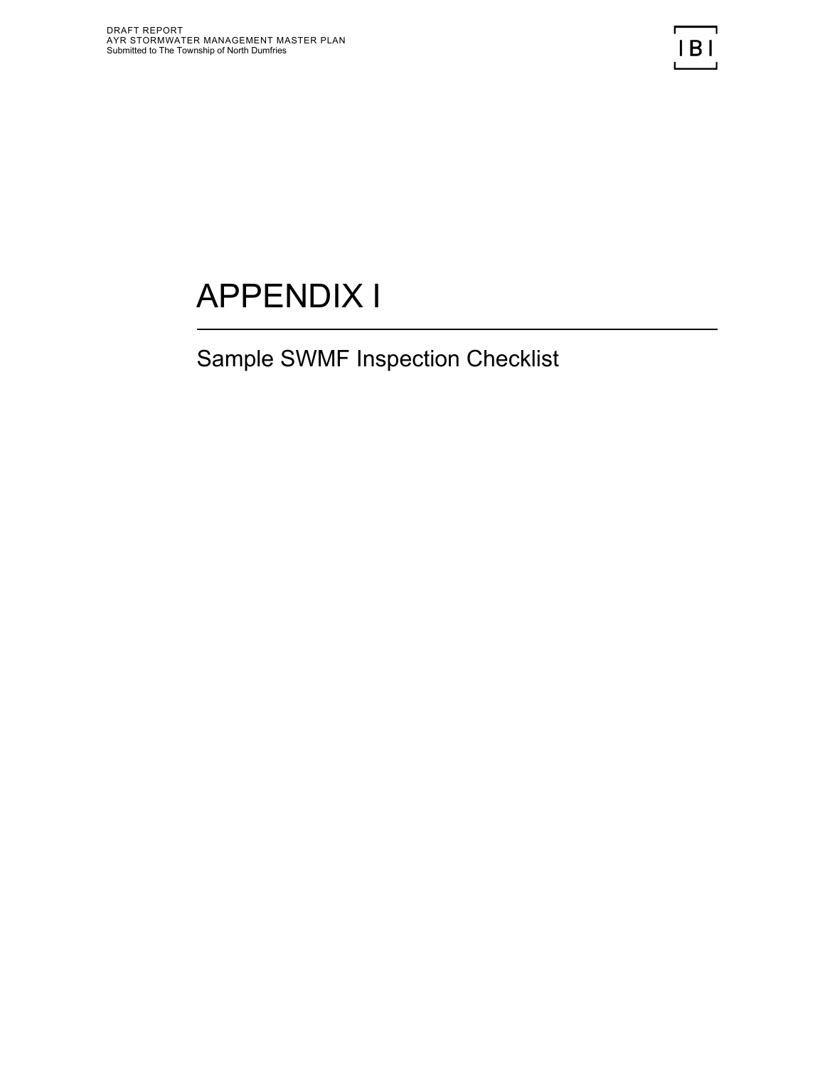# APPENDIX I

## Sample SWMF Inspection Checklist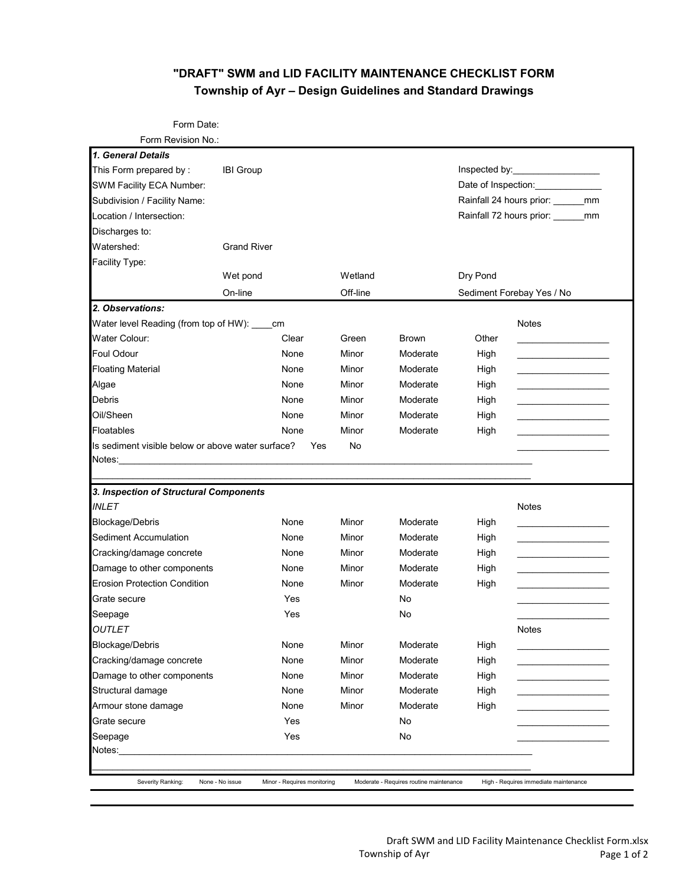# "DRAFT" SWM and LID FACILITY MAINTENANCE CHECKLIST FORM
## Township of Ayr – Design Guidelines and Standard Drawings

Form Date:

Form Revision No.:

### *1. General Details*

| | | | | |
|---|---|---|---|---|
| This Form prepared by : | IBI Group | | | Inspected by:_________________ |
| SWM Facility ECA Number: | | | | Date of Inspection:_____________ |
| Subdivision / Facility Name: | | | | Rainfall 24 hours prior: ______mm |
| Location / Intersection: | | | | Rainfall 72 hours prior: ______mm |
| Discharges to: | | | | |
| Watershed: | Grand River | | | |
| Facility Type: | | | | |
| | Wet pond | Wetland | | Dry Pond |
| | On-line | Off-line | | Sediment Forebay Yes / No |

### *2. Observations:*

Water level Reading (from top of HW): ____cm

| | | | | | Notes |
|---|---|---|---|---|---|
| Water Colour: | Clear | Green | Brown | Other | _________________ |
| Foul Odour | None | Minor | Moderate | High | _________________ |
| Floating Material | None | Minor | Moderate | High | _________________ |
| Algae | None | Minor | Moderate | High | _________________ |
| Debris | None | Minor | Moderate | High | _________________ |
| Oil/Sheen | None | Minor | Moderate | High | _________________ |
| Floatables | None | Minor | Moderate | High | _________________ |
| Is sediment visible below or above water surface? | Yes | No | | | _________________ |

Notes:_____________________________________________________________________________

_____________________________________________________________________________________

### *3. Inspection of Structural Components*

| *INLET* | | | | | Notes |
|---|---|---|---|---|---|
| Blockage/Debris | None | Minor | Moderate | High | _________________ |
| Sediment Accumulation | None | Minor | Moderate | High | _________________ |
| Cracking/damage concrete | None | Minor | Moderate | High | _________________ |
| Damage to other components | None | Minor | Moderate | High | _________________ |
| Erosion Protection Condition | None | Minor | Moderate | High | _________________ |
| Grate secure | Yes | | No | | _________________ |
| Seepage | Yes | | No | | _________________ |
| *OUTLET* | | | | | Notes |
| Blockage/Debris | None | Minor | Moderate | High | _________________ |
| Cracking/damage concrete | None | Minor | Moderate | High | _________________ |
| Damage to other components | None | Minor | Moderate | High | _________________ |
| Structural damage | None | Minor | Moderate | High | _________________ |
| Armour stone damage | None | Minor | Moderate | High | _________________ |
| Grate secure | Yes | | No | | _________________ |
| Seepage | Yes | | No | | _________________ |

Notes:_____________________________________________________________________________

_____________________________________________________________________________________

Severity Ranking: None - No issue | Minor - Requires monitoring | Moderate - Requires routine maintenance | High - Requires immediate maintenance

Draft SWM and LID Facility Maintenance Checklist Form.xlsx
Township of Ayr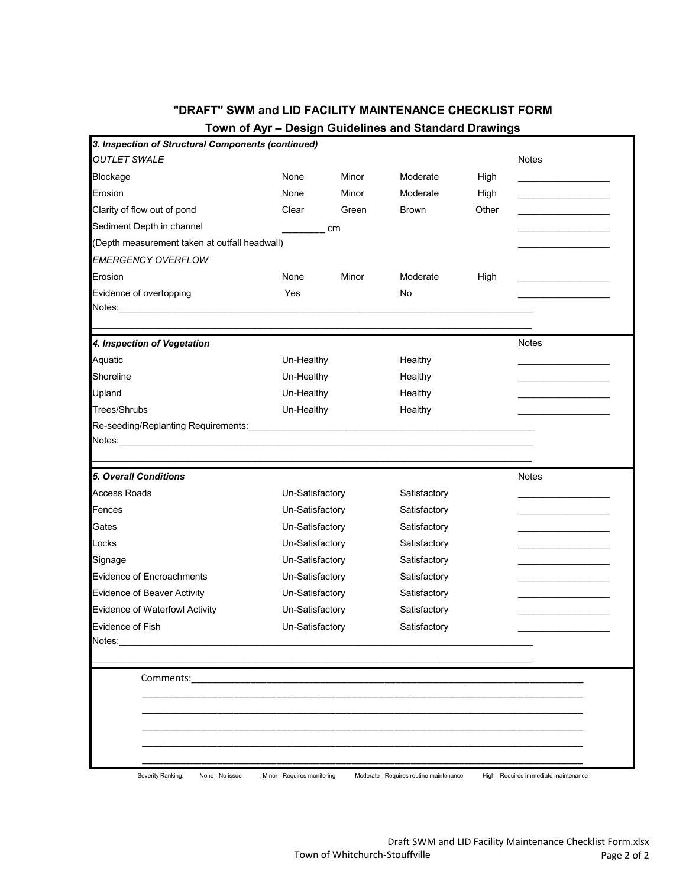# "DRAFT" SWM and LID FACILITY MAINTENANCE CHECKLIST FORM

## Town of Ayr – Design Guidelines and Standard Drawings

| | | | | | |
|---|---|---|---|---|---|
| ***3. Inspection of Structural Components (continued)*** | | | | | |
| *OUTLET SWALE* | | | | | Notes |
| Blockage | None | Minor | Moderate | High | __________________ |
| Erosion | None | Minor | Moderate | High | __________________ |
| Clarity of flow out of pond | Clear | Green | Brown | Other | __________________ |
| Sediment Depth in channel | ________ cm | | | | __________________ |
| (Depth measurement taken at outfall headwall) | | | | | __________________ |
| *EMERGENCY OVERFLOW* | | | | | |
| Erosion | None | Minor | Moderate | High | __________________ |
| Evidence of overtopping | Yes | | No | | __________________ |

Notes:_______________________________________________________________________________

_____________________________________________________________________________________

| | | | |
|---|---|---|---|
| ***4. Inspection of Vegetation*** | | | Notes |
| Aquatic | Un-Healthy | Healthy | __________________ |
| Shoreline | Un-Healthy | Healthy | __________________ |
| Upland | Un-Healthy | Healthy | __________________ |
| Trees/Shrubs | Un-Healthy | Healthy | __________________ |

Re-seeding/Replanting Requirements:_____________________________________________________

Notes:_______________________________________________________________________________

_____________________________________________________________________________________

| | | | |
|---|---|---|---|
| ***5. Overall Conditions*** | | | Notes |
| Access Roads | Un-Satisfactory | Satisfactory | __________________ |
| Fences | Un-Satisfactory | Satisfactory | __________________ |
| Gates | Un-Satisfactory | Satisfactory | __________________ |
| Locks | Un-Satisfactory | Satisfactory | __________________ |
| Signage | Un-Satisfactory | Satisfactory | __________________ |
| Evidence of Encroachments | Un-Satisfactory | Satisfactory | __________________ |
| Evidence of Beaver Activity | Un-Satisfactory | Satisfactory | __________________ |
| Evidence of Waterfowl Activity | Un-Satisfactory | Satisfactory | __________________ |
| Evidence of Fish | Un-Satisfactory | Satisfactory | __________________ |

Notes:_______________________________________________________________________________

_____________________________________________________________________________________

Comments:____________________________________________________________________________

_____________________________________________________________________________________

_____________________________________________________________________________________

_____________________________________________________________________________________

_____________________________________________________________________________________

_____________________________________________________________________________________

Severity Ranking: None - No issue | Minor - Requires monitoring | Moderate - Requires routine maintenance | High - Requires immediate maintenance